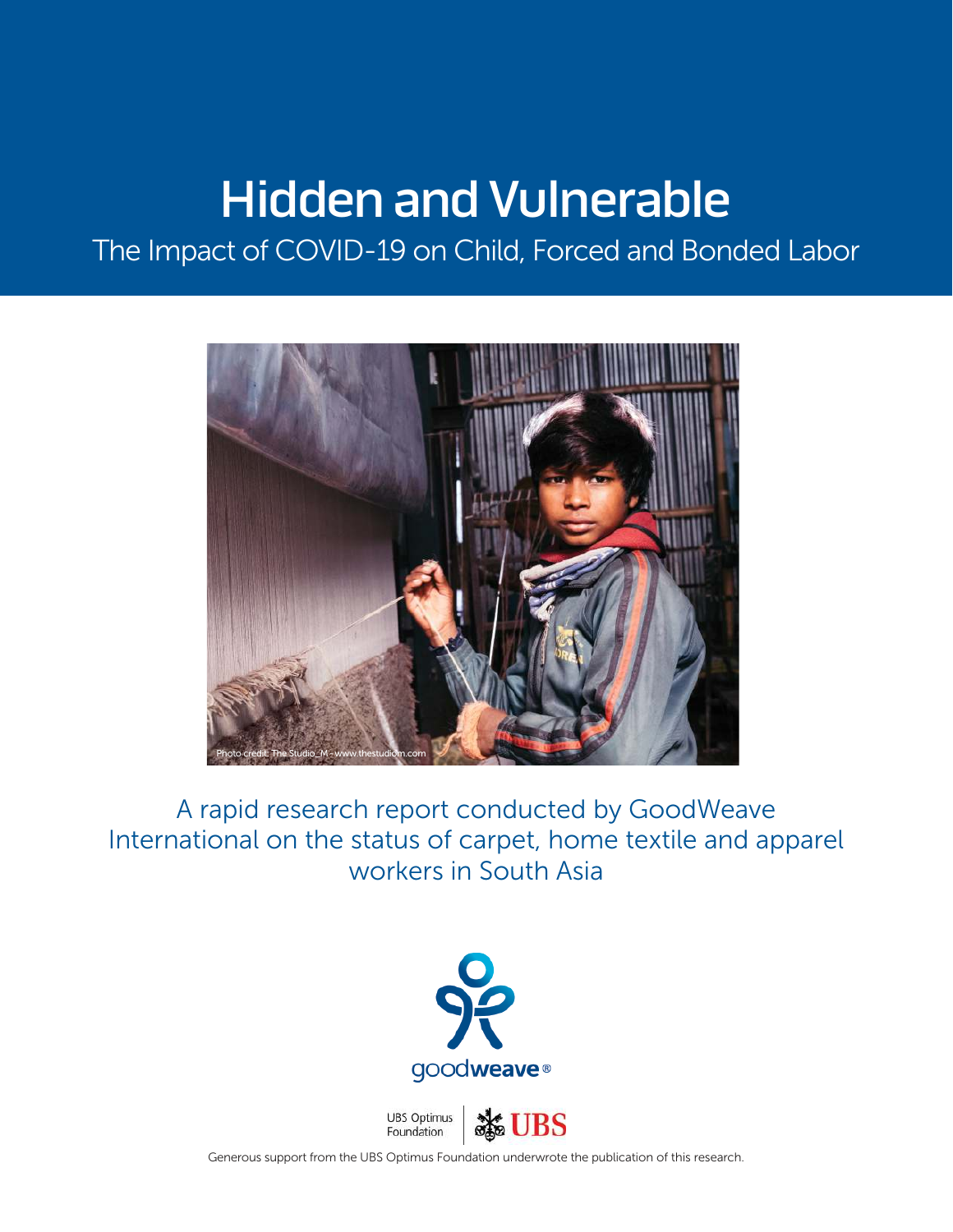# Hidden and Vulnerable

## The Impact of COVID-19 on Child, Forced and Bonded Labor

Photo credit: The Studio_M - www.thestudiom.com

A rapid research report conducted by GoodWeave International on the status of carpet, home textile and apparel workers in South Asia

goodweave®

UBS Optimus Foundation | UBS

Generous support from the UBS Optimus Foundation underwrote the publication of this research.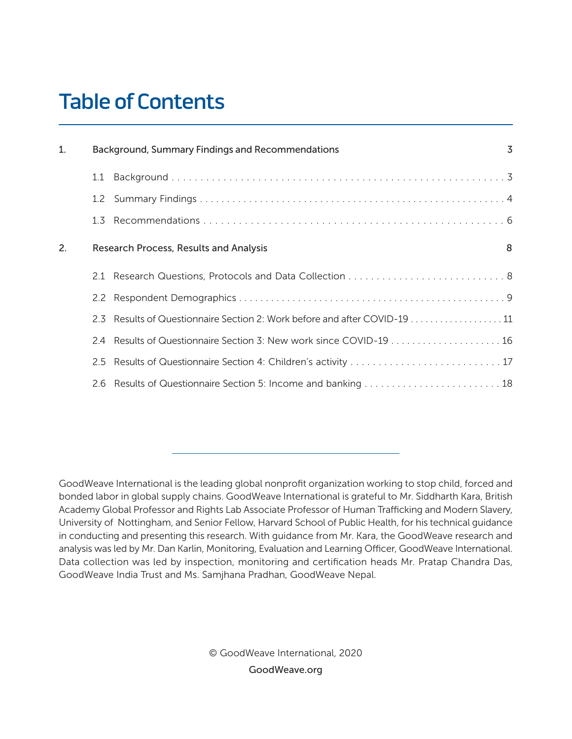# Table of Contents

| | | |
|---|---|---|
| 1. | Background, Summary Findings and Recommendations | 3 |
| | 1.1 Background | 3 |
| | 1.2 Summary Findings | 4 |
| | 1.3 Recommendations | 6 |
| 2. | Research Process, Results and Analysis | 8 |
| | 2.1 Research Questions, Protocols and Data Collection | 8 |
| | 2.2 Respondent Demographics | 9 |
| | 2.3 Results of Questionnaire Section 2: Work before and after COVID-19 | 11 |
| | 2.4 Results of Questionnaire Section 3: New work since COVID-19 | 16 |
| | 2.5 Results of Questionnaire Section 4: Children's activity | 17 |
| | 2.6 Results of Questionnaire Section 5: Income and banking | 18 |

GoodWeave International is the leading global nonprofit organization working to stop child, forced and bonded labor in global supply chains. GoodWeave International is grateful to Mr. Siddharth Kara, British Academy Global Professor and Rights Lab Associate Professor of Human Trafficking and Modern Slavery, University of Nottingham, and Senior Fellow, Harvard School of Public Health, for his technical guidance in conducting and presenting this research. With guidance from Mr. Kara, the GoodWeave research and analysis was led by Mr. Dan Karlin, Monitoring, Evaluation and Learning Officer, GoodWeave International. Data collection was led by inspection, monitoring and certification heads Mr. Pratap Chandra Das, GoodWeave India Trust and Ms. Samjhana Pradhan, GoodWeave Nepal.

© GoodWeave International, 2020

GoodWeave.org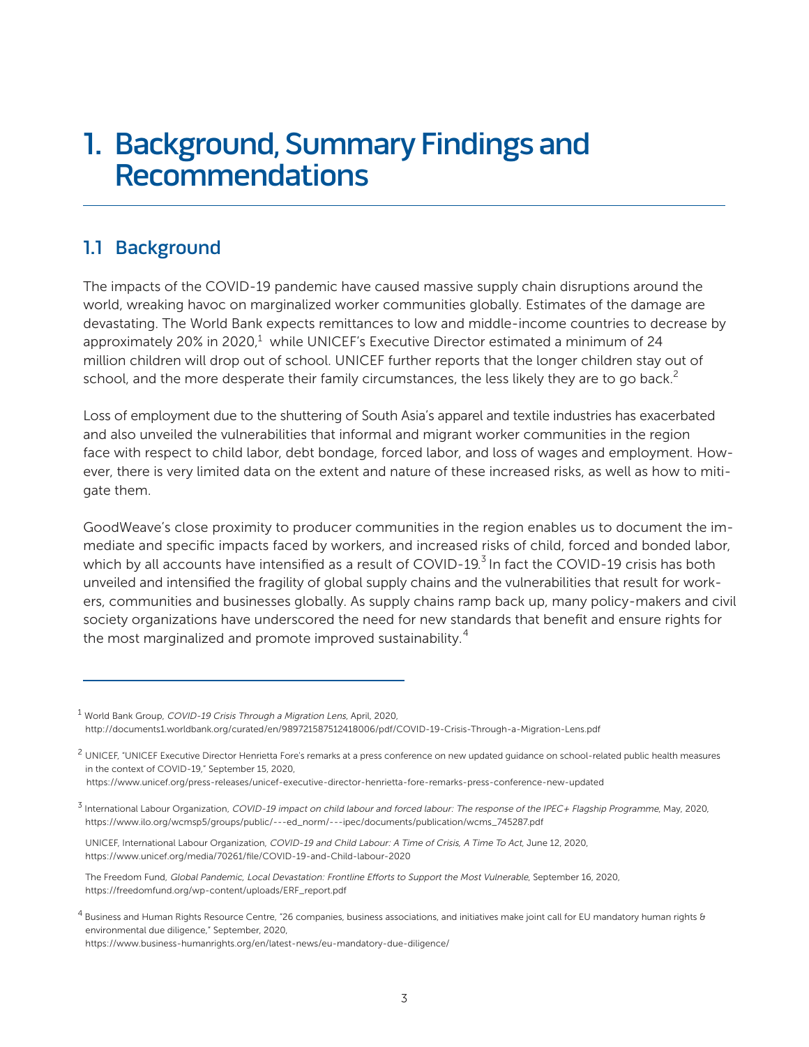# 1. Background, Summary Findings and Recommendations

## 1.1 Background

The impacts of the COVID-19 pandemic have caused massive supply chain disruptions around the world, wreaking havoc on marginalized worker communities globally. Estimates of the damage are devastating. The World Bank expects remittances to low and middle-income countries to decrease by approximately 20% in 2020,[1] while UNICEF's Executive Director estimated a minimum of 24 million children will drop out of school. UNICEF further reports that the longer children stay out of school, and the more desperate their family circumstances, the less likely they are to go back.[2]

Loss of employment due to the shuttering of South Asia's apparel and textile industries has exacerbated and also unveiled the vulnerabilities that informal and migrant worker communities in the region face with respect to child labor, debt bondage, forced labor, and loss of wages and employment. However, there is very limited data on the extent and nature of these increased risks, as well as how to mitigate them.

GoodWeave's close proximity to producer communities in the region enables us to document the immediate and specific impacts faced by workers, and increased risks of child, forced and bonded labor, which by all accounts have intensified as a result of COVID-19.[3] In fact the COVID-19 crisis has both unveiled and intensified the fragility of global supply chains and the vulnerabilities that result for workers, communities and businesses globally. As supply chains ramp back up, many policy-makers and civil society organizations have underscored the need for new standards that benefit and ensure rights for the most marginalized and promote improved sustainability.[4]

---

[1] World Bank Group, *COVID-19 Crisis Through a Migration Lens*, April, 2020, http://documents1.worldbank.org/curated/en/989721587512418006/pdf/COVID-19-Crisis-Through-a-Migration-Lens.pdf

[2] UNICEF, "UNICEF Executive Director Henrietta Fore's remarks at a press conference on new updated guidance on school-related public health measures in the context of COVID-19," September 15, 2020, https://www.unicef.org/press-releases/unicef-executive-director-henrietta-fore-remarks-press-conference-new-updated

[3] International Labour Organization, *COVID-19 impact on child labour and forced labour: The response of the IPEC+ Flagship Programme*, May, 2020, https://www.ilo.org/wcmsp5/groups/public/---ed_norm/---ipec/documents/publication/wcms_745287.pdf

UNICEF, International Labour Organization, *COVID-19 and Child Labour: A Time of Crisis, A Time To Act*, June 12, 2020, https://www.unicef.org/media/70261/file/COVID-19-and-Child-labour-2020

The Freedom Fund, *Global Pandemic, Local Devastation: Frontline Efforts to Support the Most Vulnerable*, September 16, 2020, https://freedomfund.org/wp-content/uploads/ERF_report.pdf

[4] Business and Human Rights Resource Centre, "26 companies, business associations, and initiatives make joint call for EU mandatory human rights & environmental due diligence," September, 2020, https://www.business-humanrights.org/en/latest-news/eu-mandatory-due-diligence/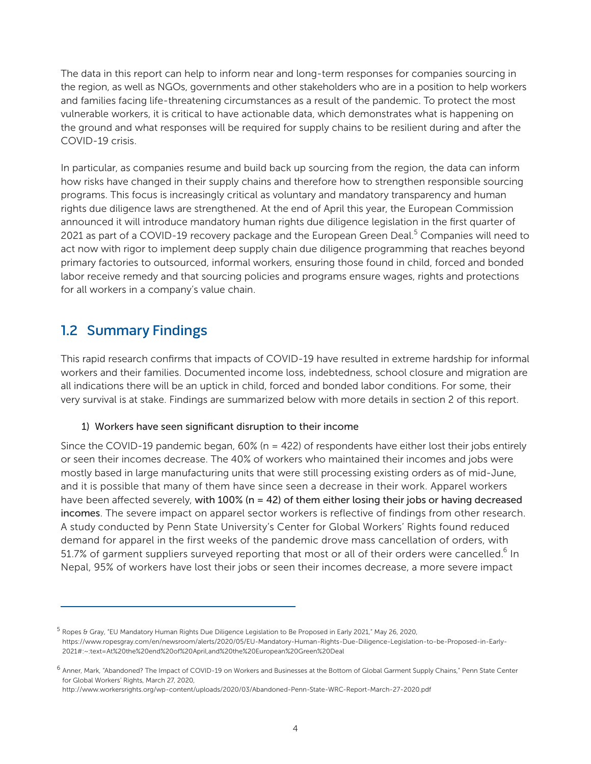The data in this report can help to inform near and long-term responses for companies sourcing in the region, as well as NGOs, governments and other stakeholders who are in a position to help workers and families facing life-threatening circumstances as a result of the pandemic. To protect the most vulnerable workers, it is critical to have actionable data, which demonstrates what is happening on the ground and what responses will be required for supply chains to be resilient during and after the COVID-19 crisis.

In particular, as companies resume and build back up sourcing from the region, the data can inform how risks have changed in their supply chains and therefore how to strengthen responsible sourcing programs. This focus is increasingly critical as voluntary and mandatory transparency and human rights due diligence laws are strengthened. At the end of April this year, the European Commission announced it will introduce mandatory human rights due diligence legislation in the first quarter of 2021 as part of a COVID-19 recovery package and the European Green Deal.[5] Companies will need to act now with rigor to implement deep supply chain due diligence programming that reaches beyond primary factories to outsourced, informal workers, ensuring those found in child, forced and bonded labor receive remedy and that sourcing policies and programs ensure wages, rights and protections for all workers in a company's value chain.

## 1.2 Summary Findings

This rapid research confirms that impacts of COVID-19 have resulted in extreme hardship for informal workers and their families. Documented income loss, indebtedness, school closure and migration are all indications there will be an uptick in child, forced and bonded labor conditions. For some, their very survival is at stake. Findings are summarized below with more details in section 2 of this report.

### 1) Workers have seen significant disruption to their income

Since the COVID-19 pandemic began, 60% (n = 422) of respondents have either lost their jobs entirely or seen their incomes decrease. The 40% of workers who maintained their incomes and jobs were mostly based in large manufacturing units that were still processing existing orders as of mid-June, and it is possible that many of them have since seen a decrease in their work. Apparel workers have been affected severely, **with 100% (n = 42) of them either losing their jobs or having decreased incomes**. The severe impact on apparel sector workers is reflective of findings from other research. A study conducted by Penn State University's Center for Global Workers' Rights found reduced demand for apparel in the first weeks of the pandemic drove mass cancellation of orders, with 51.7% of garment suppliers surveyed reporting that most or all of their orders were cancelled.[6] In Nepal, 95% of workers have lost their jobs or seen their incomes decrease, a more severe impact

---

[5] Ropes & Gray, "EU Mandatory Human Rights Due Diligence Legislation to Be Proposed in Early 2021," May 26, 2020, https://www.ropesgray.com/en/newsroom/alerts/2020/05/EU-Mandatory-Human-Rights-Due-Diligence-Legislation-to-be-Proposed-in-Early-2021#:~:text=At%20the%20end%20of%20April,and%20the%20European%20Green%20Deal

[6] Anner, Mark, "Abandoned? The Impact of COVID-19 on Workers and Businesses at the Bottom of Global Garment Supply Chains," Penn State Center for Global Workers' Rights, March 27, 2020, http://www.workersrights.org/wp-content/uploads/2020/03/Abandoned-Penn-State-WRC-Report-March-27-2020.pdf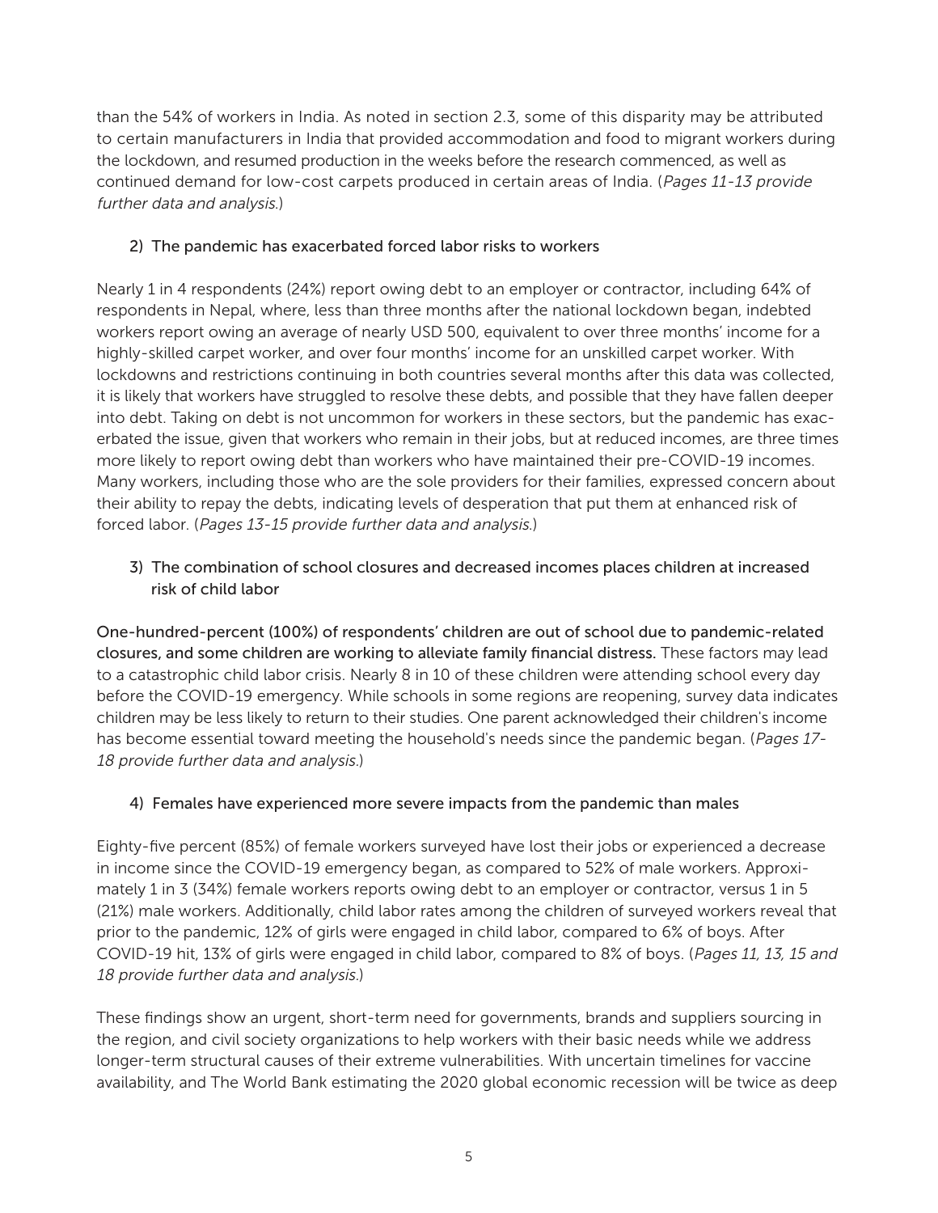than the 54% of workers in India. As noted in section 2.3, some of this disparity may be attributed to certain manufacturers in India that provided accommodation and food to migrant workers during the lockdown, and resumed production in the weeks before the research commenced, as well as continued demand for low-cost carpets produced in certain areas of India. (*Pages 11-13 provide further data and analysis.*)

2) The pandemic has exacerbated forced labor risks to workers

Nearly 1 in 4 respondents (24%) report owing debt to an employer or contractor, including 64% of respondents in Nepal, where, less than three months after the national lockdown began, indebted workers report owing an average of nearly USD 500, equivalent to over three months' income for a highly-skilled carpet worker, and over four months' income for an unskilled carpet worker. With lockdowns and restrictions continuing in both countries several months after this data was collected, it is likely that workers have struggled to resolve these debts, and possible that they have fallen deeper into debt. Taking on debt is not uncommon for workers in these sectors, but the pandemic has exacerbated the issue, given that workers who remain in their jobs, but at reduced incomes, are three times more likely to report owing debt than workers who have maintained their pre-COVID-19 incomes. Many workers, including those who are the sole providers for their families, expressed concern about their ability to repay the debts, indicating levels of desperation that put them at enhanced risk of forced labor. (*Pages 13-15 provide further data and analysis.*)

3) The combination of school closures and decreased incomes places children at increased risk of child labor

**One-hundred-percent (100%) of respondents' children are out of school due to pandemic-related closures, and some children are working to alleviate family financial distress.** These factors may lead to a catastrophic child labor crisis. Nearly 8 in 10 of these children were attending school every day before the COVID-19 emergency. While schools in some regions are reopening, survey data indicates children may be less likely to return to their studies. One parent acknowledged their children's income has become essential toward meeting the household's needs since the pandemic began. (*Pages 17-18 provide further data and analysis.*)

4) Females have experienced more severe impacts from the pandemic than males

Eighty-five percent (85%) of female workers surveyed have lost their jobs or experienced a decrease in income since the COVID-19 emergency began, as compared to 52% of male workers. Approximately 1 in 3 (34%) female workers reports owing debt to an employer or contractor, versus 1 in 5 (21%) male workers. Additionally, child labor rates among the children of surveyed workers reveal that prior to the pandemic, 12% of girls were engaged in child labor, compared to 6% of boys. After COVID-19 hit, 13% of girls were engaged in child labor, compared to 8% of boys. (*Pages 11, 13, 15 and 18 provide further data and analysis.*)

These findings show an urgent, short-term need for governments, brands and suppliers sourcing in the region, and civil society organizations to help workers with their basic needs while we address longer-term structural causes of their extreme vulnerabilities. With uncertain timelines for vaccine availability, and The World Bank estimating the 2020 global economic recession will be twice as deep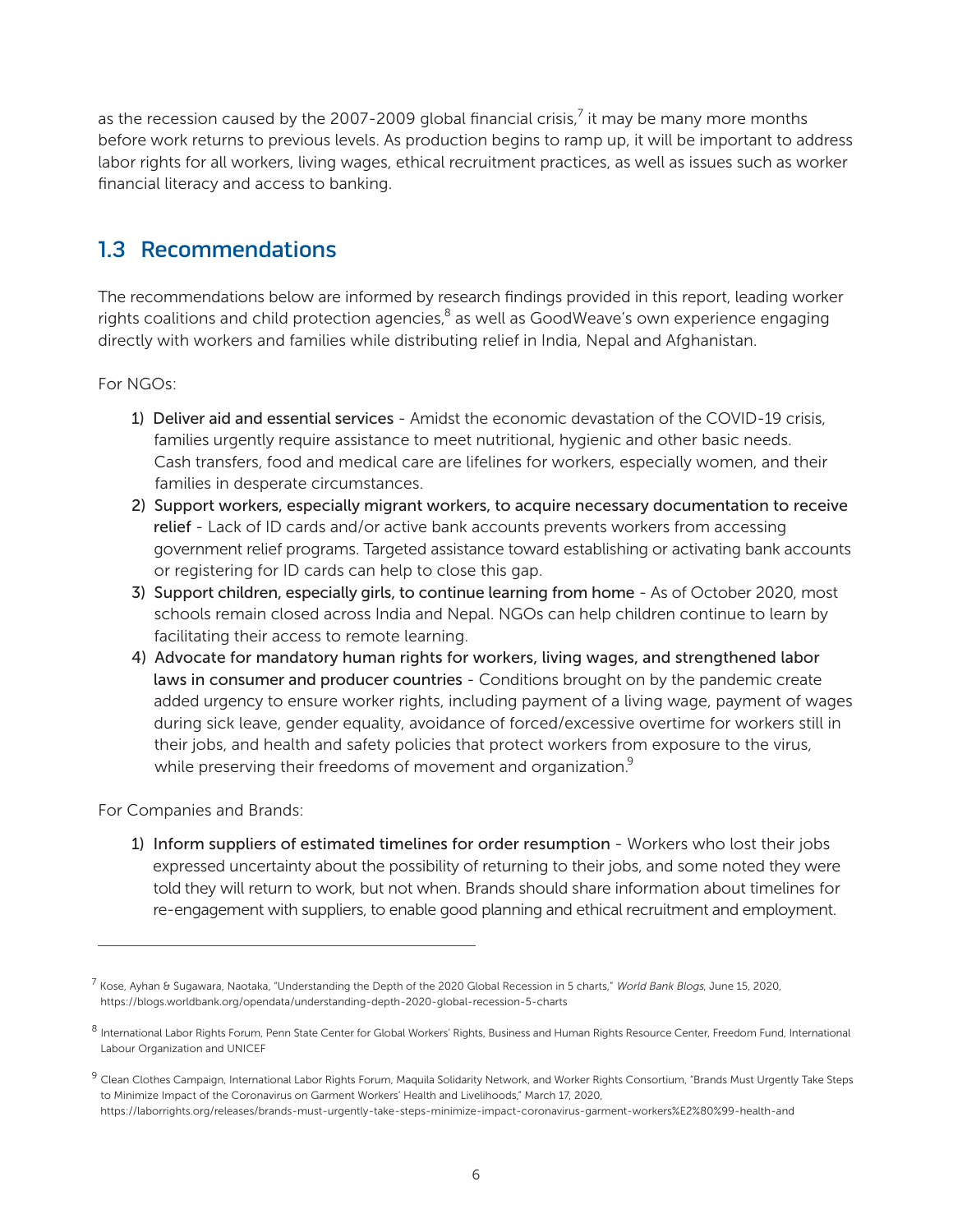as the recession caused by the 2007-2009 global financial crisis,[7] it may be many more months before work returns to previous levels. As production begins to ramp up, it will be important to address labor rights for all workers, living wages, ethical recruitment practices, as well as issues such as worker financial literacy and access to banking.

## 1.3 Recommendations

The recommendations below are informed by research findings provided in this report, leading worker rights coalitions and child protection agencies,[8] as well as GoodWeave's own experience engaging directly with workers and families while distributing relief in India, Nepal and Afghanistan.

For NGOs:

1) Deliver aid and essential services - Amidst the economic devastation of the COVID-19 crisis, families urgently require assistance to meet nutritional, hygienic and other basic needs. Cash transfers, food and medical care are lifelines for workers, especially women, and their families in desperate circumstances.
2) Support workers, especially migrant workers, to acquire necessary documentation to receive relief - Lack of ID cards and/or active bank accounts prevents workers from accessing government relief programs. Targeted assistance toward establishing or activating bank accounts or registering for ID cards can help to close this gap.
3) Support children, especially girls, to continue learning from home - As of October 2020, most schools remain closed across India and Nepal. NGOs can help children continue to learn by facilitating their access to remote learning.
4) Advocate for mandatory human rights for workers, living wages, and strengthened labor laws in consumer and producer countries - Conditions brought on by the pandemic create added urgency to ensure worker rights, including payment of a living wage, payment of wages during sick leave, gender equality, avoidance of forced/excessive overtime for workers still in their jobs, and health and safety policies that protect workers from exposure to the virus, while preserving their freedoms of movement and organization.[9]

For Companies and Brands:

1) Inform suppliers of estimated timelines for order resumption - Workers who lost their jobs expressed uncertainty about the possibility of returning to their jobs, and some noted they were told they will return to work, but not when. Brands should share information about timelines for re-engagement with suppliers, to enable good planning and ethical recruitment and employment.

---

[7] Kose, Ayhan & Sugawara, Naotaka, "Understanding the Depth of the 2020 Global Recession in 5 charts," *World Bank Blogs*, June 15, 2020, https://blogs.worldbank.org/opendata/understanding-depth-2020-global-recession-5-charts

[8] International Labor Rights Forum, Penn State Center for Global Workers' Rights, Business and Human Rights Resource Center, Freedom Fund, International Labour Organization and UNICEF

[9] Clean Clothes Campaign, International Labor Rights Forum, Maquila Solidarity Network, and Worker Rights Consortium, "Brands Must Urgently Take Steps to Minimize Impact of the Coronavirus on Garment Workers' Health and Livelihoods," March 17, 2020, https://laborrights.org/releases/brands-must-urgently-take-steps-minimize-impact-coronavirus-garment-workers%E2%80%99-health-and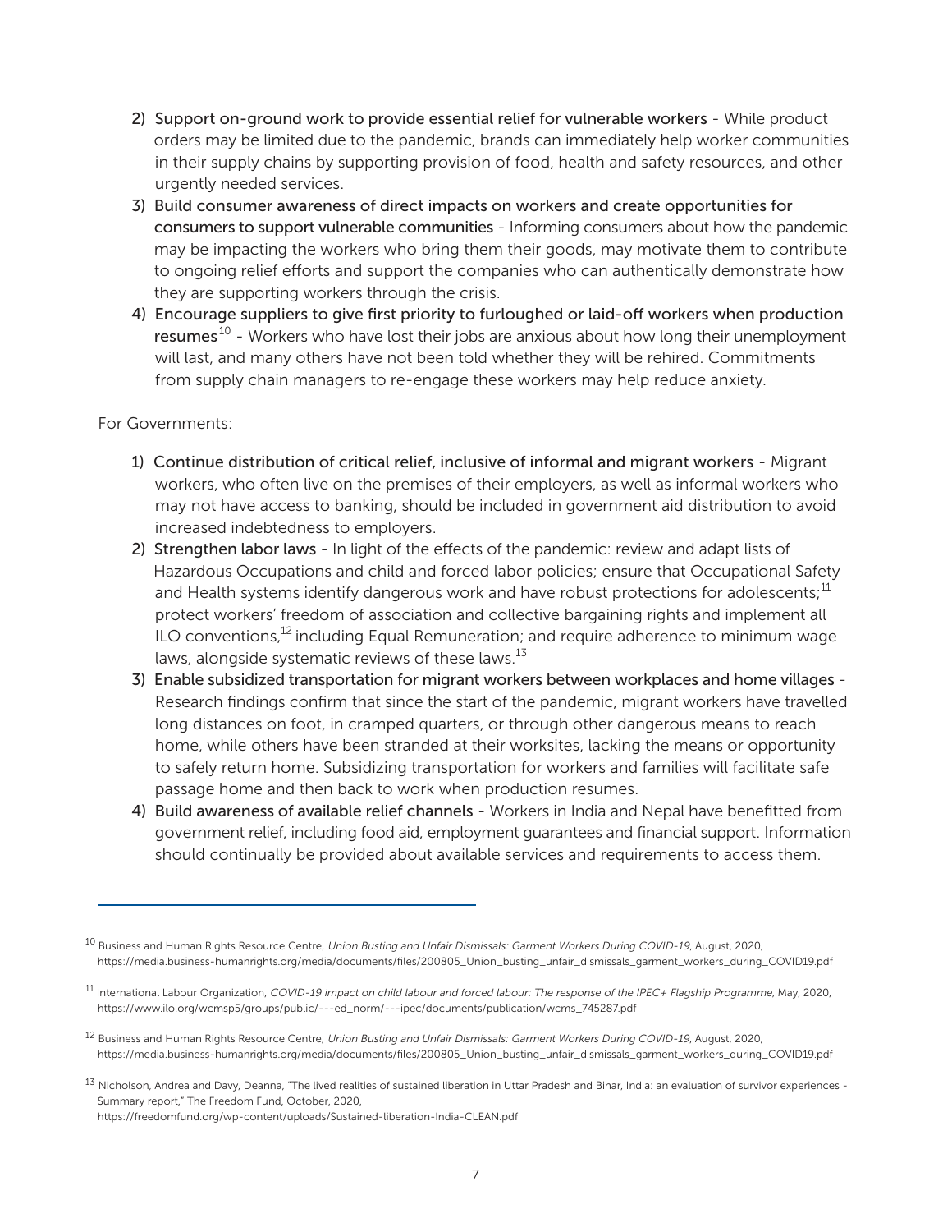2) Support on-ground work to provide essential relief for vulnerable workers - While product orders may be limited due to the pandemic, brands can immediately help worker communities in their supply chains by supporting provision of food, health and safety resources, and other urgently needed services.
3) Build consumer awareness of direct impacts on workers and create opportunities for consumers to support vulnerable communities - Informing consumers about how the pandemic may be impacting the workers who bring them their goods, may motivate them to contribute to ongoing relief efforts and support the companies who can authentically demonstrate how they are supporting workers through the crisis.
4) Encourage suppliers to give first priority to furloughed or laid-off workers when production resumes[10] - Workers who have lost their jobs are anxious about how long their unemployment will last, and many others have not been told whether they will be rehired. Commitments from supply chain managers to re-engage these workers may help reduce anxiety.

For Governments:

1) Continue distribution of critical relief, inclusive of informal and migrant workers - Migrant workers, who often live on the premises of their employers, as well as informal workers who may not have access to banking, should be included in government aid distribution to avoid increased indebtedness to employers.
2) Strengthen labor laws - In light of the effects of the pandemic: review and adapt lists of Hazardous Occupations and child and forced labor policies; ensure that Occupational Safety and Health systems identify dangerous work and have robust protections for adolescents;[11] protect workers' freedom of association and collective bargaining rights and implement all ILO conventions,[12] including Equal Remuneration; and require adherence to minimum wage laws, alongside systematic reviews of these laws.[13]
3) Enable subsidized transportation for migrant workers between workplaces and home villages - Research findings confirm that since the start of the pandemic, migrant workers have travelled long distances on foot, in cramped quarters, or through other dangerous means to reach home, while others have been stranded at their worksites, lacking the means or opportunity to safely return home. Subsidizing transportation for workers and families will facilitate safe passage home and then back to work when production resumes.
4) Build awareness of available relief channels - Workers in India and Nepal have benefitted from government relief, including food aid, employment guarantees and financial support. Information should continually be provided about available services and requirements to access them.

---

[10] Business and Human Rights Resource Centre, *Union Busting and Unfair Dismissals: Garment Workers During COVID-19*, August, 2020, https://media.business-humanrights.org/media/documents/files/200805_Union_busting_unfair_dismissals_garment_workers_during_COVID19.pdf

[11] International Labour Organization, *COVID-19 impact on child labour and forced labour: The response of the IPEC+ Flagship Programme*, May, 2020, https://www.ilo.org/wcmsp5/groups/public/---ed_norm/---ipec/documents/publication/wcms_745287.pdf

[12] Business and Human Rights Resource Centre, *Union Busting and Unfair Dismissals: Garment Workers During COVID-19*, August, 2020, https://media.business-humanrights.org/media/documents/files/200805_Union_busting_unfair_dismissals_garment_workers_during_COVID19.pdf

[13] Nicholson, Andrea and Davy, Deanna, "The lived realities of sustained liberation in Uttar Pradesh and Bihar, India: an evaluation of survivor experiences - Summary report," The Freedom Fund, October, 2020, https://freedomfund.org/wp-content/uploads/Sustained-liberation-India-CLEAN.pdf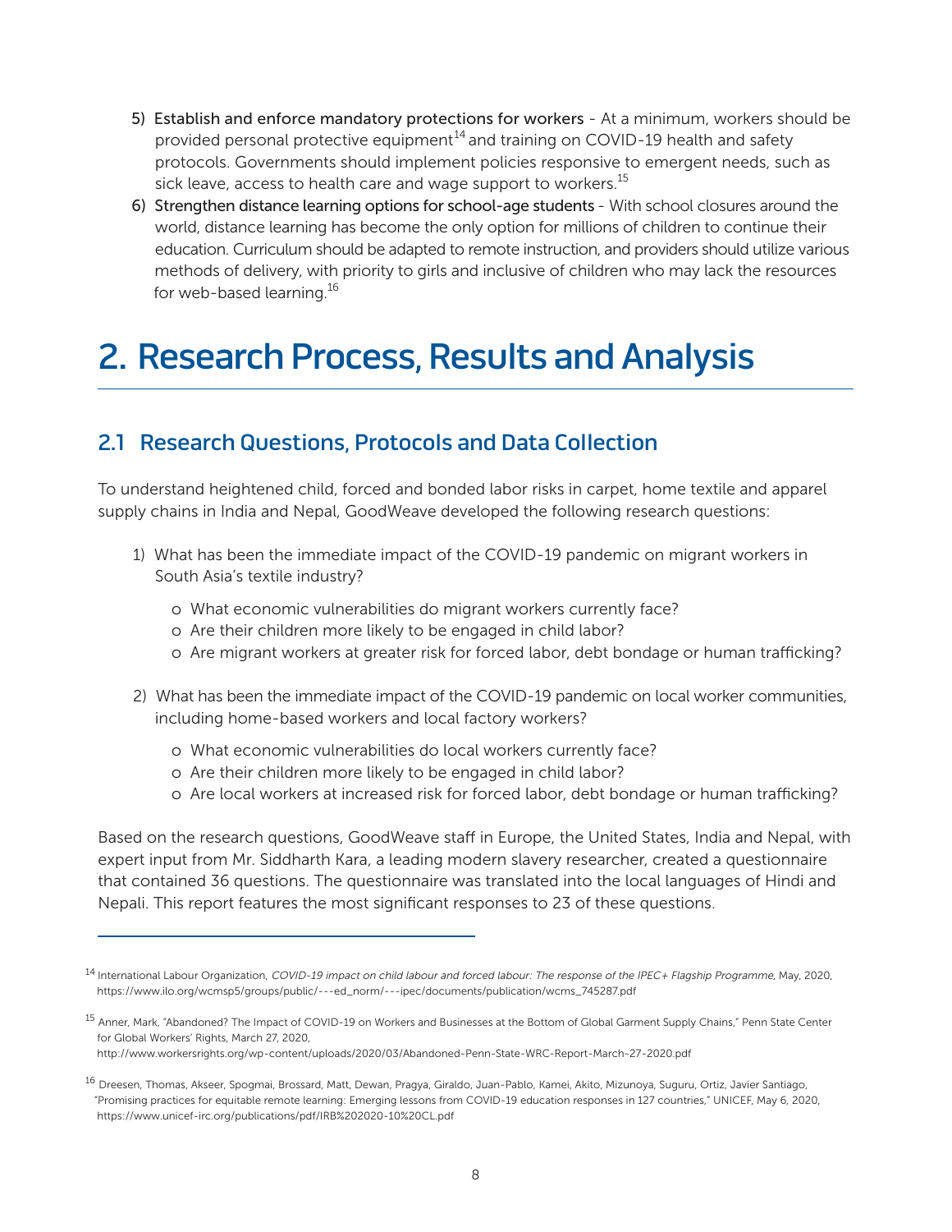5) **Establish and enforce mandatory protections for workers** - At a minimum, workers should be provided personal protective equipment[14] and training on COVID-19 health and safety protocols. Governments should implement policies responsive to emergent needs, such as sick leave, access to health care and wage support to workers.[15]
6) **Strengthen distance learning options for school-age students** - With school closures around the world, distance learning has become the only option for millions of children to continue their education. Curriculum should be adapted to remote instruction, and providers should utilize various methods of delivery, with priority to girls and inclusive of children who may lack the resources for web-based learning.[16]

# 2. Research Process, Results and Analysis

## 2.1 Research Questions, Protocols and Data Collection

To understand heightened child, forced and bonded labor risks in carpet, home textile and apparel supply chains in India and Nepal, GoodWeave developed the following research questions:

1) What has been the immediate impact of the COVID-19 pandemic on migrant workers in South Asia's textile industry?
   - What economic vulnerabilities do migrant workers currently face?
   - Are their children more likely to be engaged in child labor?
   - Are migrant workers at greater risk for forced labor, debt bondage or human trafficking?

2) What has been the immediate impact of the COVID-19 pandemic on local worker communities, including home-based workers and local factory workers?
   - What economic vulnerabilities do local workers currently face?
   - Are their children more likely to be engaged in child labor?
   - Are local workers at increased risk for forced labor, debt bondage or human trafficking?

Based on the research questions, GoodWeave staff in Europe, the United States, India and Nepal, with expert input from Mr. Siddharth Kara, a leading modern slavery researcher, created a questionnaire that contained 36 questions. The questionnaire was translated into the local languages of Hindi and Nepali. This report features the most significant responses to 23 of these questions.

---

[14] International Labour Organization, *COVID-19 impact on child labour and forced labour: The response of the IPEC+ Flagship Programme*, May, 2020, https://www.ilo.org/wcmsp5/groups/public/---ed_norm/---ipec/documents/publication/wcms_745287.pdf

[15] Anner, Mark, "Abandoned? The Impact of COVID-19 on Workers and Businesses at the Bottom of Global Garment Supply Chains," Penn State Center for Global Workers' Rights, March 27, 2020, http://www.workersrights.org/wp-content/uploads/2020/03/Abandoned-Penn-State-WRC-Report-March-27-2020.pdf

[16] Dreesen, Thomas, Akseer, Spogmai, Brossard, Matt, Dewan, Pragya, Giraldo, Juan-Pablo, Kamei, Akito, Mizunoya, Suguru, Ortiz, Javier Santiago, "Promising practices for equitable remote learning: Emerging lessons from COVID-19 education responses in 127 countries," UNICEF, May 6, 2020, https://www.unicef-irc.org/publications/pdf/IRB%202020-10%20CL.pdf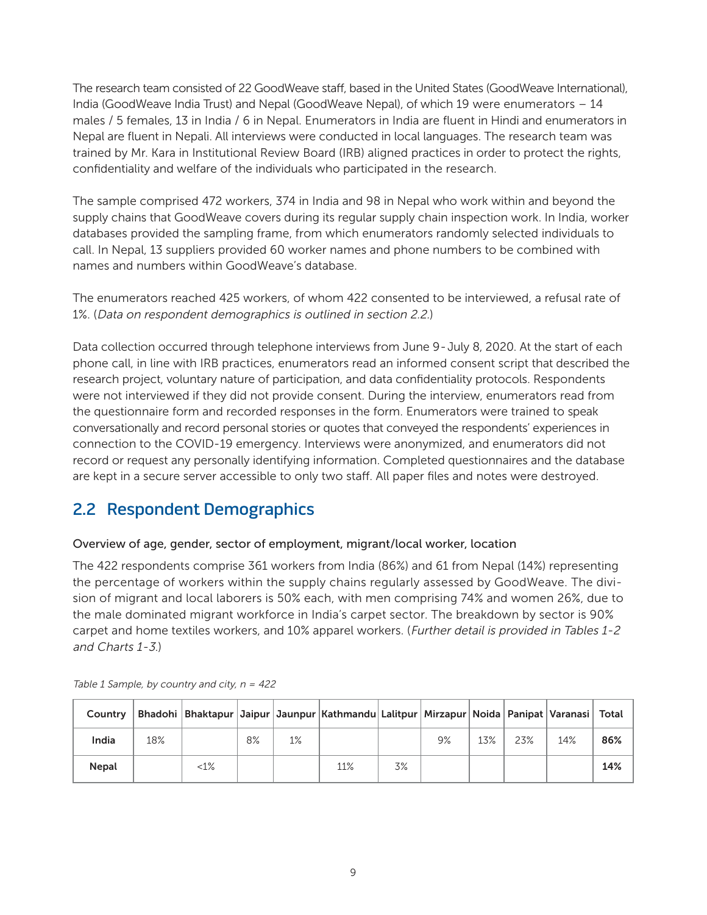The research team consisted of 22 GoodWeave staff, based in the United States (GoodWeave International), India (GoodWeave India Trust) and Nepal (GoodWeave Nepal), of which 19 were enumerators – 14 males / 5 females, 13 in India / 6 in Nepal. Enumerators in India are fluent in Hindi and enumerators in Nepal are fluent in Nepali. All interviews were conducted in local languages. The research team was trained by Mr. Kara in Institutional Review Board (IRB) aligned practices in order to protect the rights, confidentiality and welfare of the individuals who participated in the research.

The sample comprised 472 workers, 374 in India and 98 in Nepal who work within and beyond the supply chains that GoodWeave covers during its regular supply chain inspection work. In India, worker databases provided the sampling frame, from which enumerators randomly selected individuals to call. In Nepal, 13 suppliers provided 60 worker names and phone numbers to be combined with names and numbers within GoodWeave's database.

The enumerators reached 425 workers, of whom 422 consented to be interviewed, a refusal rate of 1%. (*Data on respondent demographics is outlined in section 2.2.*)

Data collection occurred through telephone interviews from June 9 - July 8, 2020. At the start of each phone call, in line with IRB practices, enumerators read an informed consent script that described the research project, voluntary nature of participation, and data confidentiality protocols. Respondents were not interviewed if they did not provide consent. During the interview, enumerators read from the questionnaire form and recorded responses in the form. Enumerators were trained to speak conversationally and record personal stories or quotes that conveyed the respondents' experiences in connection to the COVID-19 emergency. Interviews were anonymized, and enumerators did not record or request any personally identifying information. Completed questionnaires and the database are kept in a secure server accessible to only two staff. All paper files and notes were destroyed.

## 2.2 Respondent Demographics

### Overview of age, gender, sector of employment, migrant/local worker, location

The 422 respondents comprise 361 workers from India (86%) and 61 from Nepal (14%) representing the percentage of workers within the supply chains regularly assessed by GoodWeave. The division of migrant and local laborers is 50% each, with men comprising 74% and women 26%, due to the male dominated migrant workforce in India's carpet sector. The breakdown by sector is 90% carpet and home textiles workers, and 10% apparel workers. (*Further detail is provided in Tables 1-2 and Charts 1-3.*)

*Table 1 Sample, by country and city, n = 422*

| Country | Bhadohi | Bhaktapur | Jaipur | Jaunpur | Kathmandu | Lalitpur | Mirzapur | Noida | Panipat | Varanasi | Total |
|---|---|---|---|---|---|---|---|---|---|---|---|
| India | 18% | | 8% | 1% | | | 9% | 13% | 23% | 14% | **86%** |
| Nepal | | <1% | | | 11% | 3% | | | | | **14%** |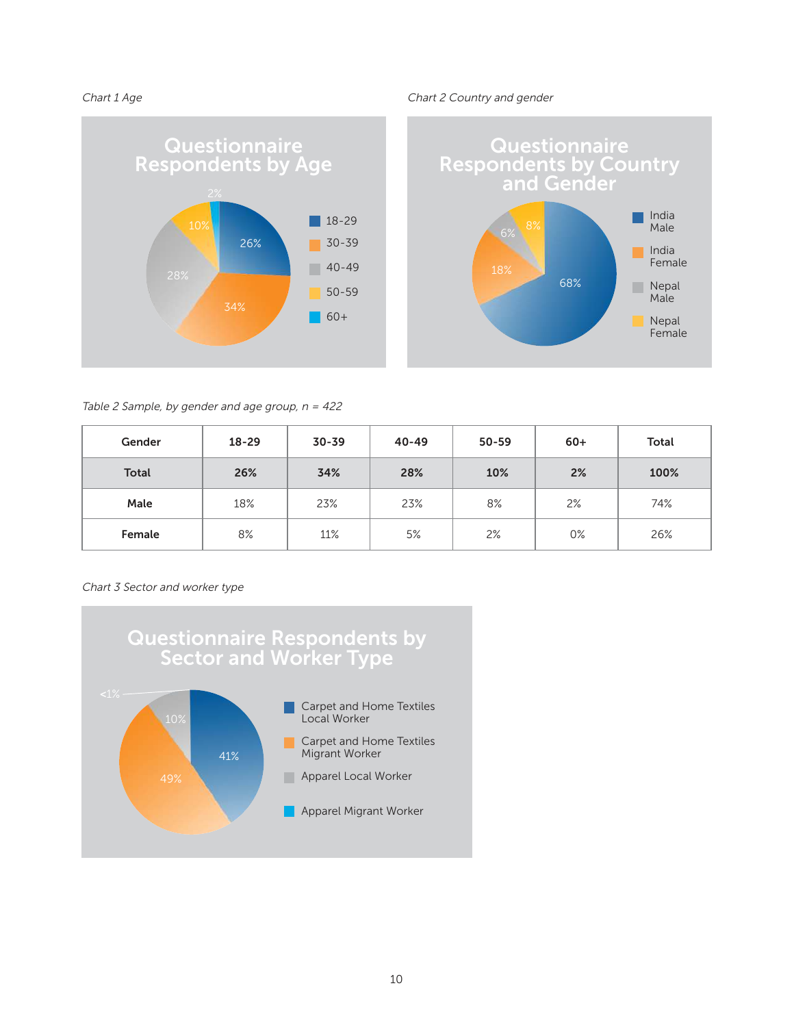*Chart 1 Age*

**Questionnaire Respondents by Age**

- 18-29: 26%
- 30-39: 34%
- 40-49: 28%
- 50-59: 10%
- 60+: 2%

*Chart 2 Country and gender*

**Questionnaire Respondents by Country and Gender**

- India Male: 68%
- India Female: 18%
- Nepal Male: 6%
- Nepal Female: 8%

*Table 2 Sample, by gender and age group, n = 422*

| Gender | 18-29 | 30-39 | 40-49 | 50-59 | 60+ | Total |
|---|---|---|---|---|---|---|
| **Total** | **26%** | **34%** | **28%** | **10%** | **2%** | **100%** |
| **Male** | 18% | 23% | 23% | 8% | 2% | 74% |
| **Female** | 8% | 11% | 5% | 2% | 0% | 26% |

*Chart 3 Sector and worker type*

**Questionnaire Respondents by Sector and Worker Type**

- Carpet and Home Textiles Local Worker: 41%
- Carpet and Home Textiles Migrant Worker: 49%
- Apparel Local Worker: 10%
- Apparel Migrant Worker: <1%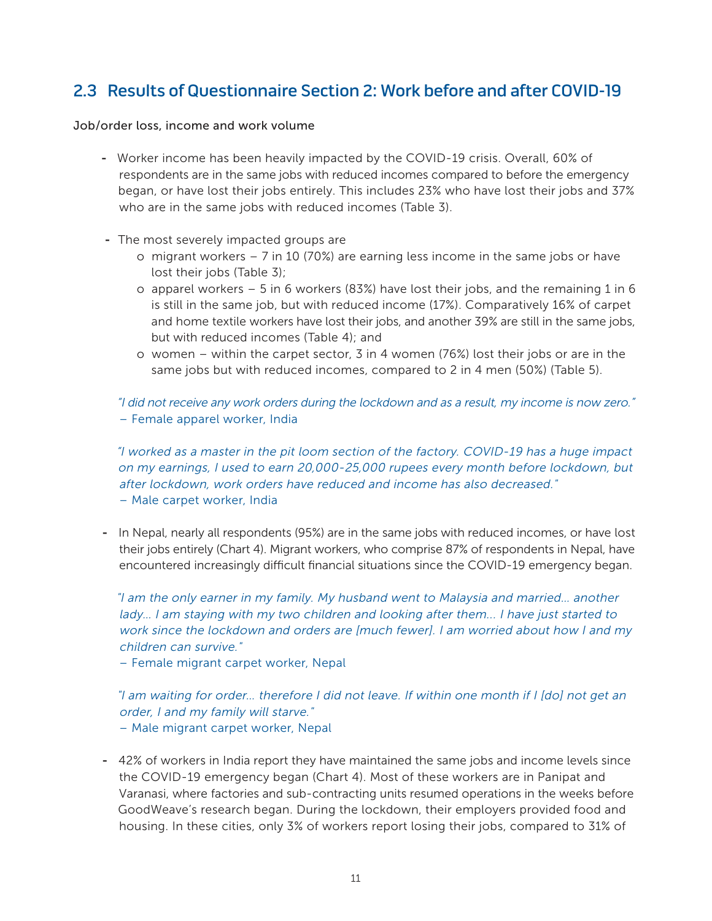## 2.3 Results of Questionnaire Section 2: Work before and after COVID-19

Job/order loss, income and work volume

- Worker income has been heavily impacted by the COVID-19 crisis. Overall, 60% of respondents are in the same jobs with reduced incomes compared to before the emergency began, or have lost their jobs entirely. This includes 23% who have lost their jobs and 37% who are in the same jobs with reduced incomes (Table 3).

- The most severely impacted groups are
  - migrant workers – 7 in 10 (70%) are earning less income in the same jobs or have lost their jobs (Table 3);
  - apparel workers – 5 in 6 workers (83%) have lost their jobs, and the remaining 1 in 6 is still in the same job, but with reduced income (17%). Comparatively 16% of carpet and home textile workers have lost their jobs, and another 39% are still in the same jobs, but with reduced incomes (Table 4); and
  - women – within the carpet sector, 3 in 4 women (76%) lost their jobs or are in the same jobs but with reduced incomes, compared to 2 in 4 men (50%) (Table 5).

*"I did not receive any work orders during the lockdown and as a result, my income is now zero."*
– Female apparel worker, India

*"I worked as a master in the pit loom section of the factory. COVID-19 has a huge impact on my earnings, I used to earn 20,000-25,000 rupees every month before lockdown, but after lockdown, work orders have reduced and income has also decreased."*
– Male carpet worker, India

- In Nepal, nearly all respondents (95%) are in the same jobs with reduced incomes, or have lost their jobs entirely (Chart 4). Migrant workers, who comprise 87% of respondents in Nepal, have encountered increasingly difficult financial situations since the COVID-19 emergency began.

*"I am the only earner in my family. My husband went to Malaysia and married... another lady... I am staying with my two children and looking after them... I have just started to work since the lockdown and orders are [much fewer]. I am worried about how I and my children can survive."*
– Female migrant carpet worker, Nepal

*"I am waiting for order... therefore I did not leave. If within one month if I [do] not get an order, I and my family will starve."*
– Male migrant carpet worker, Nepal

- 42% of workers in India report they have maintained the same jobs and income levels since the COVID-19 emergency began (Chart 4). Most of these workers are in Panipat and Varanasi, where factories and sub-contracting units resumed operations in the weeks before GoodWeave's research began. During the lockdown, their employers provided food and housing. In these cities, only 3% of workers report losing their jobs, compared to 31% of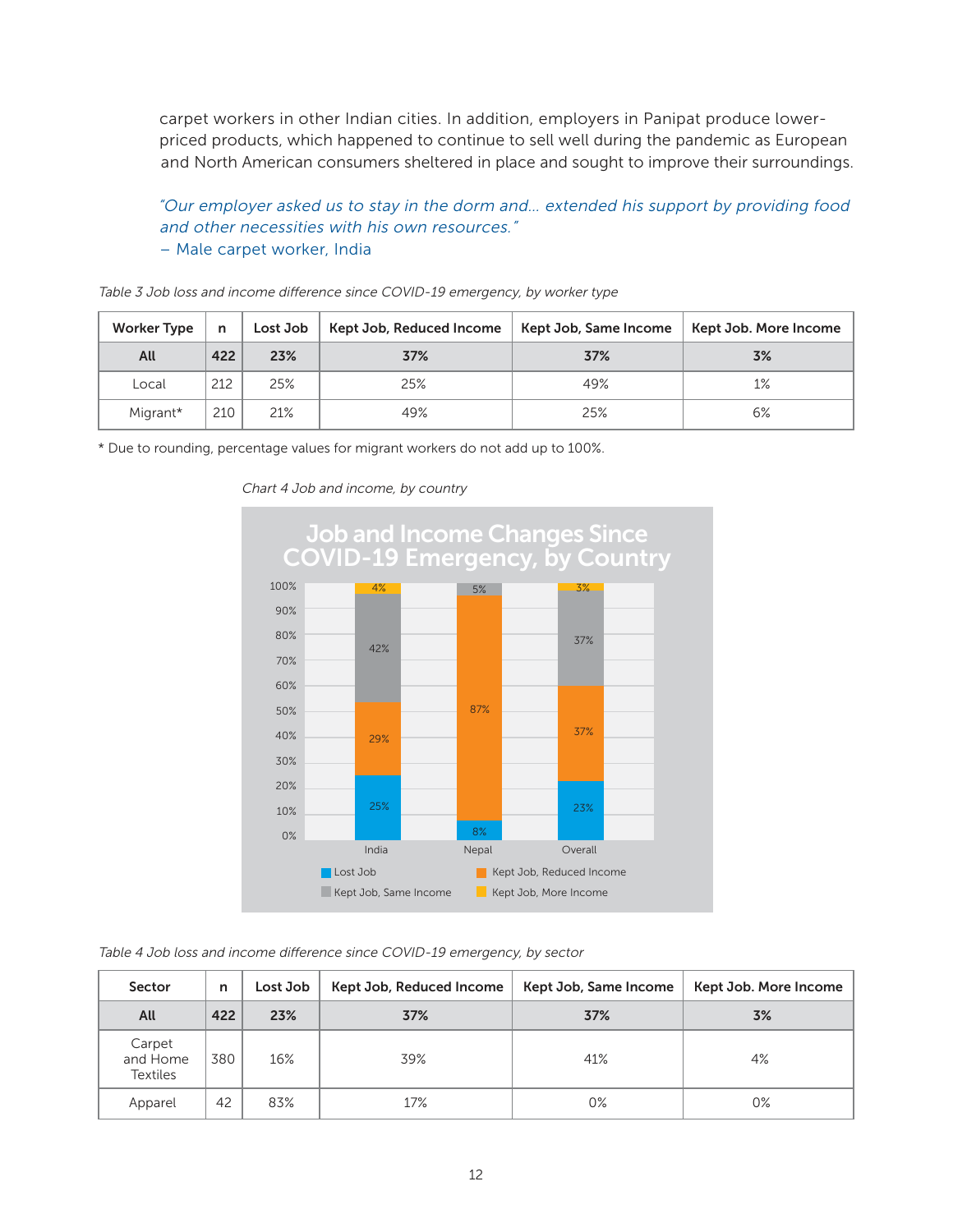carpet workers in other Indian cities. In addition, employers in Panipat produce lower-priced products, which happened to continue to sell well during the pandemic as European and North American consumers sheltered in place and sought to improve their surroundings.

*"Our employer asked us to stay in the dorm and... extended his support by providing food and other necessities with his own resources."*
– Male carpet worker, India

*Table 3 Job loss and income difference since COVID-19 emergency, by worker type*

| Worker Type | n | Lost Job | Kept Job, Reduced Income | Kept Job, Same Income | Kept Job. More Income |
|---|---|---|---|---|---|
| **All** | **422** | **23%** | **37%** | **37%** | **3%** |
| Local | 212 | 25% | 25% | 49% | 1% |
| Migrant* | 210 | 21% | 49% | 25% | 6% |

* Due to rounding, percentage values for migrant workers do not add up to 100%.

*Chart 4 Job and income, by country*

**Job and Income Changes Since COVID-19 Emergency, by Country**

| | Lost Job | Kept Job, Reduced Income | Kept Job, Same Income | Kept Job, More Income |
|---|---|---|---|---|
| India | 25% | 29% | 42% | 4% |
| Nepal | 8% | 87% | 5% | |
| Overall | 23% | 37% | 37% | 3% |

*Table 4 Job loss and income difference since COVID-19 emergency, by sector*

| Sector | n | Lost Job | Kept Job, Reduced Income | Kept Job, Same Income | Kept Job. More Income |
|---|---|---|---|---|---|
| **All** | **422** | **23%** | **37%** | **37%** | **3%** |
| Carpet and Home Textiles | 380 | 16% | 39% | 41% | 4% |
| Apparel | 42 | 83% | 17% | 0% | 0% |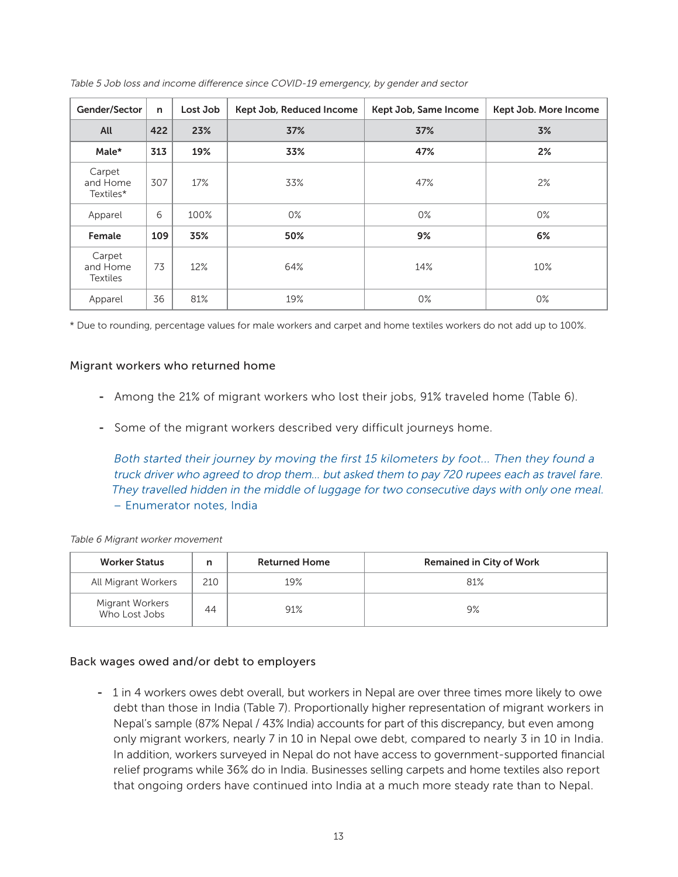*Table 5 Job loss and income difference since COVID-19 emergency, by gender and sector*

| Gender/Sector | n | Lost Job | Kept Job, Reduced Income | Kept Job, Same Income | Kept Job. More Income |
|---|---|---|---|---|---|
| **All** | **422** | **23%** | **37%** | **37%** | **3%** |
| **Male*** | **313** | **19%** | **33%** | **47%** | **2%** |
| Carpet and Home Textiles* | 307 | 17% | 33% | 47% | 2% |
| Apparel | 6 | 100% | 0% | 0% | 0% |
| **Female** | **109** | **35%** | **50%** | **9%** | **6%** |
| Carpet and Home Textiles | 73 | 12% | 64% | 14% | 10% |
| Apparel | 36 | 81% | 19% | 0% | 0% |

* Due to rounding, percentage values for male workers and carpet and home textiles workers do not add up to 100%.

### Migrant workers who returned home

- Among the 21% of migrant workers who lost their jobs, 91% traveled home (Table 6).
- Some of the migrant workers described very difficult journeys home.

  *Both started their journey by moving the first 15 kilometers by foot... Then they found a truck driver who agreed to drop them... but asked them to pay 720 rupees each as travel fare. They travelled hidden in the middle of luggage for two consecutive days with only one meal.* – Enumerator notes, India

*Table 6 Migrant worker movement*

| Worker Status | n | Returned Home | Remained in City of Work |
|---|---|---|---|
| All Migrant Workers | 210 | 19% | 81% |
| Migrant Workers Who Lost Jobs | 44 | 91% | 9% |

### Back wages owed and/or debt to employers

- 1 in 4 workers owes debt overall, but workers in Nepal are over three times more likely to owe debt than those in India (Table 7). Proportionally higher representation of migrant workers in Nepal's sample (87% Nepal / 43% India) accounts for part of this discrepancy, but even among only migrant workers, nearly 7 in 10 in Nepal owe debt, compared to nearly 3 in 10 in India. In addition, workers surveyed in Nepal do not have access to government-supported financial relief programs while 36% do in India. Businesses selling carpets and home textiles also report that ongoing orders have continued into India at a much more steady rate than to Nepal.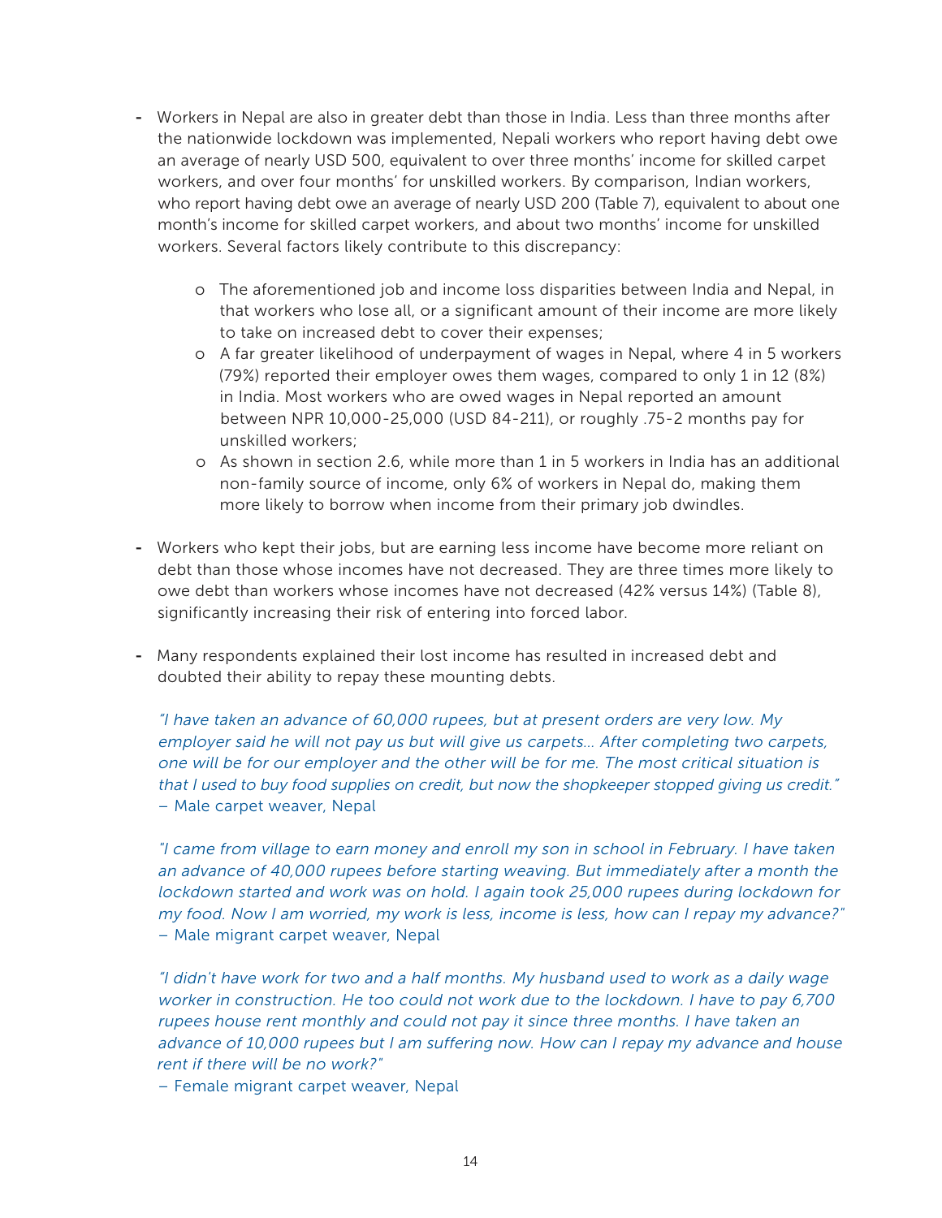- Workers in Nepal are also in greater debt than those in India. Less than three months after the nationwide lockdown was implemented, Nepali workers who report having debt owe an average of nearly USD 500, equivalent to over three months' income for skilled carpet workers, and over four months' for unskilled workers. By comparison, Indian workers, who report having debt owe an average of nearly USD 200 (Table 7), equivalent to about one month's income for skilled carpet workers, and about two months' income for unskilled workers. Several factors likely contribute to this discrepancy:

    - The aforementioned job and income loss disparities between India and Nepal, in that workers who lose all, or a significant amount of their income are more likely to take on increased debt to cover their expenses;
    - A far greater likelihood of underpayment of wages in Nepal, where 4 in 5 workers (79%) reported their employer owes them wages, compared to only 1 in 12 (8%) in India. Most workers who are owed wages in Nepal reported an amount between NPR 10,000-25,000 (USD 84-211), or roughly .75-2 months pay for unskilled workers;
    - As shown in section 2.6, while more than 1 in 5 workers in India has an additional non-family source of income, only 6% of workers in Nepal do, making them more likely to borrow when income from their primary job dwindles.

- Workers who kept their jobs, but are earning less income have become more reliant on debt than those whose incomes have not decreased. They are three times more likely to owe debt than workers whose incomes have not decreased (42% versus 14%) (Table 8), significantly increasing their risk of entering into forced labor.

- Many respondents explained their lost income has resulted in increased debt and doubted their ability to repay these mounting debts.

  *"I have taken an advance of 60,000 rupees, but at present orders are very low. My employer said he will not pay us but will give us carpets... After completing two carpets, one will be for our employer and the other will be for me. The most critical situation is that I used to buy food supplies on credit, but now the shopkeeper stopped giving us credit."*
  – Male carpet weaver, Nepal

  *"I came from village to earn money and enroll my son in school in February. I have taken an advance of 40,000 rupees before starting weaving. But immediately after a month the lockdown started and work was on hold. I again took 25,000 rupees during lockdown for my food. Now I am worried, my work is less, income is less, how can I repay my advance?"*
  – Male migrant carpet weaver, Nepal

  *"I didn't have work for two and a half months. My husband used to work as a daily wage worker in construction. He too could not work due to the lockdown. I have to pay 6,700 rupees house rent monthly and could not pay it since three months. I have taken an advance of 10,000 rupees but I am suffering now. How can I repay my advance and house rent if there will be no work?"*
  – Female migrant carpet weaver, Nepal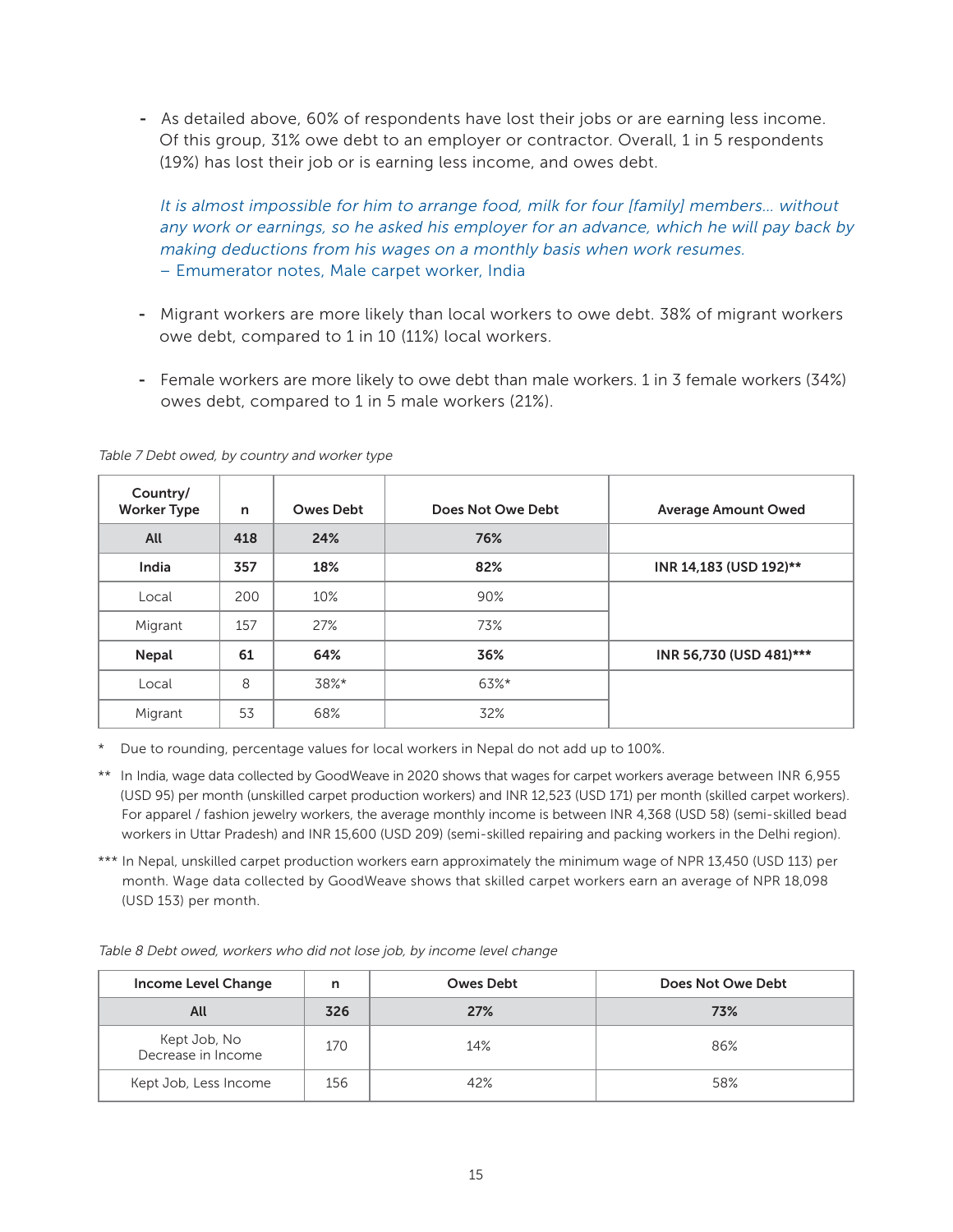- As detailed above, 60% of respondents have lost their jobs or are earning less income. Of this group, 31% owe debt to an employer or contractor. Overall, 1 in 5 respondents (19%) has lost their job or is earning less income, and owes debt.

  *It is almost impossible for him to arrange food, milk for four [family] members… without any work or earnings, so he asked his employer for an advance, which he will pay back by making deductions from his wages on a monthly basis when work resumes.*
  – Emumerator notes, Male carpet worker, India

- Migrant workers are more likely than local workers to owe debt. 38% of migrant workers owe debt, compared to 1 in 10 (11%) local workers.

- Female workers are more likely to owe debt than male workers. 1 in 3 female workers (34%) owes debt, compared to 1 in 5 male workers (21%).

*Table 7 Debt owed, by country and worker type*

| Country/ Worker Type | n | Owes Debt | Does Not Owe Debt | Average Amount Owed |
|---|---|---|---|---|
| **All** | **418** | **24%** | **76%** | |
| **India** | **357** | **18%** | **82%** | **INR 14,183 (USD 192)*\*** |
| Local | 200 | 10% | 90% | |
| Migrant | 157 | 27% | 73% | |
| **Nepal** | **61** | **64%** | **36%** | **INR 56,730 (USD 481)*\*\*** |
| Local | 8 | 38%* | 63%* | |
| Migrant | 53 | 68% | 32% | |

\* Due to rounding, percentage values for local workers in Nepal do not add up to 100%.

** In India, wage data collected by GoodWeave in 2020 shows that wages for carpet workers average between INR 6,955 (USD 95) per month (unskilled carpet production workers) and INR 12,523 (USD 171) per month (skilled carpet workers). For apparel / fashion jewelry workers, the average monthly income is between INR 4,368 (USD 58) (semi-skilled bead workers in Uttar Pradesh) and INR 15,600 (USD 209) (semi-skilled repairing and packing workers in the Delhi region).

*** In Nepal, unskilled carpet production workers earn approximately the minimum wage of NPR 13,450 (USD 113) per month. Wage data collected by GoodWeave shows that skilled carpet workers earn an average of NPR 18,098 (USD 153) per month.

*Table 8 Debt owed, workers who did not lose job, by income level change*

| Income Level Change | n | Owes Debt | Does Not Owe Debt |
|---|---|---|---|
| **All** | **326** | **27%** | **73%** |
| Kept Job, No Decrease in Income | 170 | 14% | 86% |
| Kept Job, Less Income | 156 | 42% | 58% |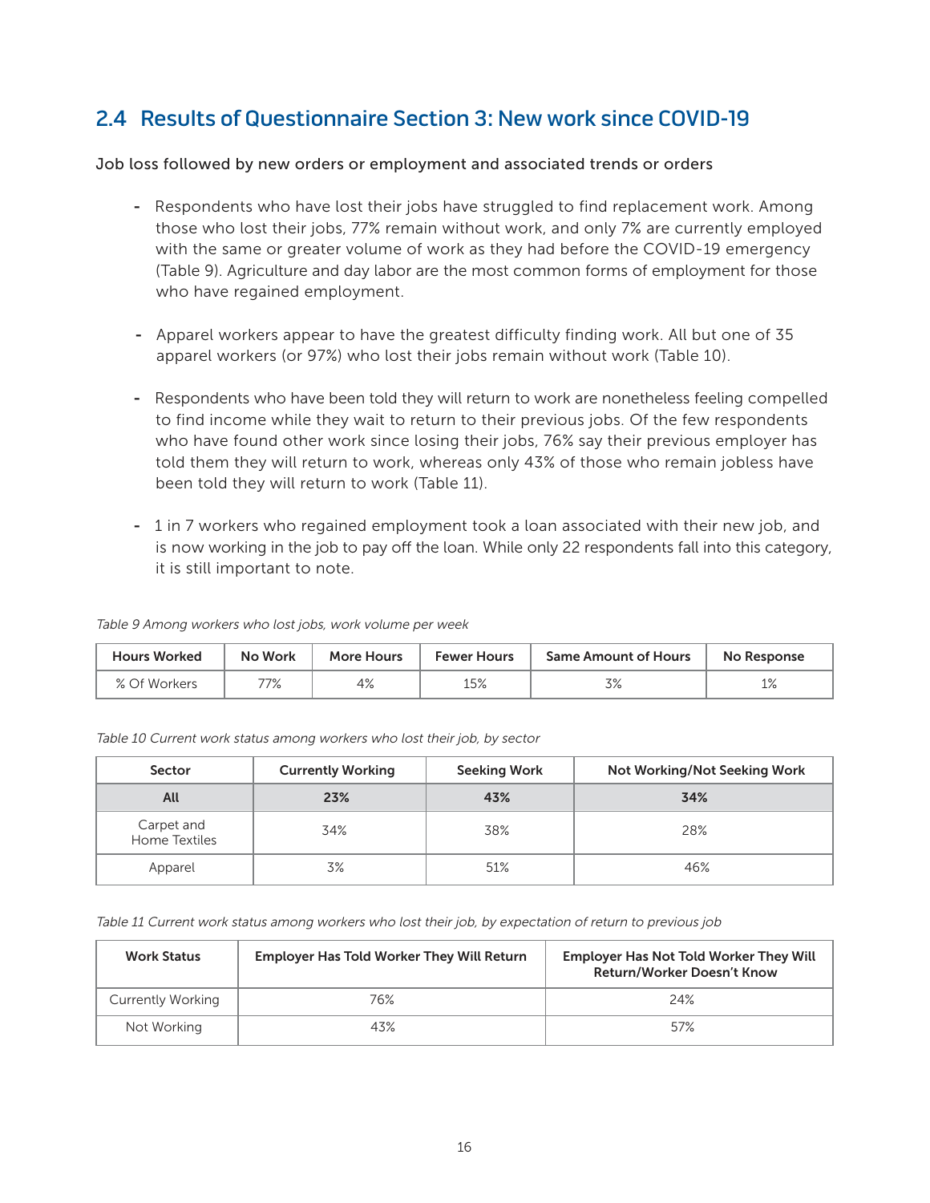## 2.4 Results of Questionnaire Section 3: New work since COVID-19

Job loss followed by new orders or employment and associated trends or orders

- Respondents who have lost their jobs have struggled to find replacement work. Among those who lost their jobs, 77% remain without work, and only 7% are currently employed with the same or greater volume of work as they had before the COVID-19 emergency (Table 9). Agriculture and day labor are the most common forms of employment for those who have regained employment.

- Apparel workers appear to have the greatest difficulty finding work. All but one of 35 apparel workers (or 97%) who lost their jobs remain without work (Table 10).

- Respondents who have been told they will return to work are nonetheless feeling compelled to find income while they wait to return to their previous jobs. Of the few respondents who have found other work since losing their jobs, 76% say their previous employer has told them they will return to work, whereas only 43% of those who remain jobless have been told they will return to work (Table 11).

- 1 in 7 workers who regained employment took a loan associated with their new job, and is now working in the job to pay off the loan. While only 22 respondents fall into this category, it is still important to note.

*Table 9 Among workers who lost jobs, work volume per week*

| Hours Worked | No Work | More Hours | Fewer Hours | Same Amount of Hours | No Response |
|---|---|---|---|---|---|
| % Of Workers | 77% | 4% | 15% | 3% | 1% |

*Table 10 Current work status among workers who lost their job, by sector*

| Sector | Currently Working | Seeking Work | Not Working/Not Seeking Work |
|---|---|---|---|
| **All** | **23%** | **43%** | **34%** |
| Carpet and Home Textiles | 34% | 38% | 28% |
| Apparel | 3% | 51% | 46% |

*Table 11 Current work status among workers who lost their job, by expectation of return to previous job*

| Work Status | Employer Has Told Worker They Will Return | Employer Has Not Told Worker They Will Return/Worker Doesn't Know |
|---|---|---|
| Currently Working | 76% | 24% |
| Not Working | 43% | 57% |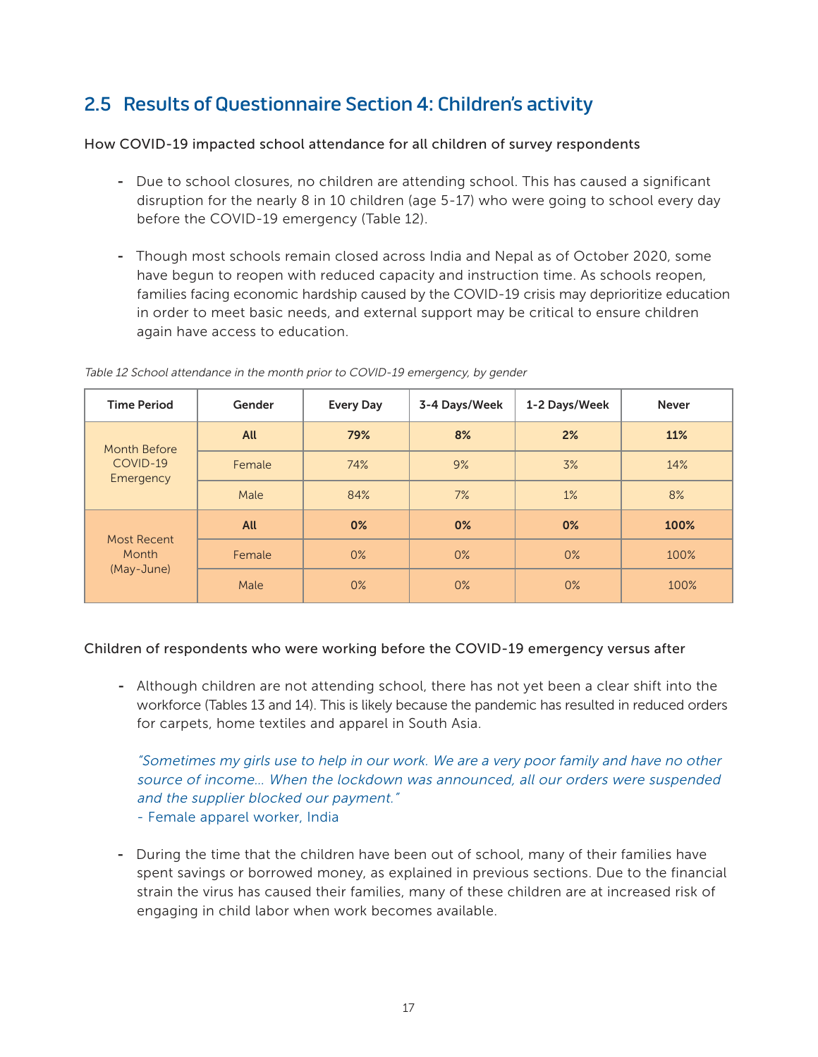## 2.5 Results of Questionnaire Section 4: Children's activity

How COVID-19 impacted school attendance for all children of survey respondents

- Due to school closures, no children are attending school. This has caused a significant disruption for the nearly 8 in 10 children (age 5-17) who were going to school every day before the COVID-19 emergency (Table 12).

- Though most schools remain closed across India and Nepal as of October 2020, some have begun to reopen with reduced capacity and instruction time. As schools reopen, families facing economic hardship caused by the COVID-19 crisis may deprioritize education in order to meet basic needs, and external support may be critical to ensure children again have access to education.

*Table 12 School attendance in the month prior to COVID-19 emergency, by gender*

| Time Period | Gender | Every Day | 3-4 Days/Week | 1-2 Days/Week | Never |
|---|---|---|---|---|---|
| Month Before COVID-19 Emergency | **All** | **79%** | **8%** | **2%** | **11%** |
| | Female | 74% | 9% | 3% | 14% |
| | Male | 84% | 7% | 1% | 8% |
| Most Recent Month (May-June) | **All** | **0%** | **0%** | **0%** | **100%** |
| | Female | 0% | 0% | 0% | 100% |
| | Male | 0% | 0% | 0% | 100% |

Children of respondents who were working before the COVID-19 emergency versus after

- Although children are not attending school, there has not yet been a clear shift into the workforce (Tables 13 and 14). This is likely because the pandemic has resulted in reduced orders for carpets, home textiles and apparel in South Asia.

  *"Sometimes my girls use to help in our work. We are a very poor family and have no other source of income… When the lockdown was announced, all our orders were suspended and the supplier blocked our payment."*
  - Female apparel worker, India

- During the time that the children have been out of school, many of their families have spent savings or borrowed money, as explained in previous sections. Due to the financial strain the virus has caused their families, many of these children are at increased risk of engaging in child labor when work becomes available.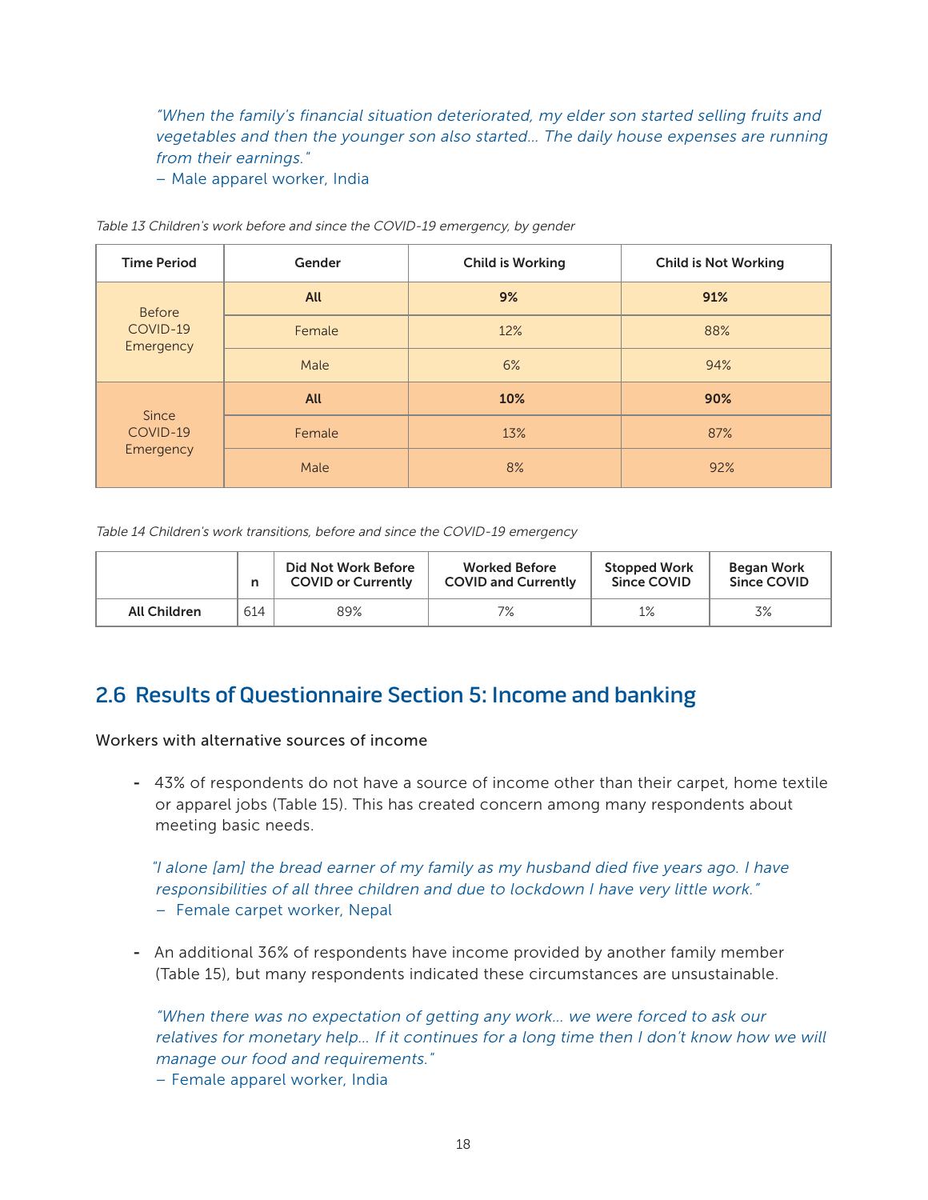*"When the family's financial situation deteriorated, my elder son started selling fruits and vegetables and then the younger son also started... The daily house expenses are running from their earnings."*
– Male apparel worker, India

*Table 13 Children's work before and since the COVID-19 emergency, by gender*

| Time Period | Gender | Child is Working | Child is Not Working |
|---|---|---|---|
| Before COVID-19 Emergency | **All** | **9%** | **91%** |
| | Female | 12% | 88% |
| | Male | 6% | 94% |
| Since COVID-19 Emergency | **All** | **10%** | **90%** |
| | Female | 13% | 87% |
| | Male | 8% | 92% |

*Table 14 Children's work transitions, before and since the COVID-19 emergency*

| | n | Did Not Work Before COVID or Currently | Worked Before COVID and Currently | Stopped Work Since COVID | Began Work Since COVID |
|---|---|---|---|---|---|
| **All Children** | 614 | 89% | 7% | 1% | 3% |

## 2.6 Results of Questionnaire Section 5: Income and banking

Workers with alternative sources of income

- 43% of respondents do not have a source of income other than their carpet, home textile or apparel jobs (Table 15). This has created concern among many respondents about meeting basic needs.

  *"I alone [am] the bread earner of my family as my husband died five years ago. I have responsibilities of all three children and due to lockdown I have very little work."*
  – Female carpet worker, Nepal

- An additional 36% of respondents have income provided by another family member (Table 15), but many respondents indicated these circumstances are unsustainable.

  *"When there was no expectation of getting any work... we were forced to ask our relatives for monetary help... If it continues for a long time then I don't know how we will manage our food and requirements."*
  – Female apparel worker, India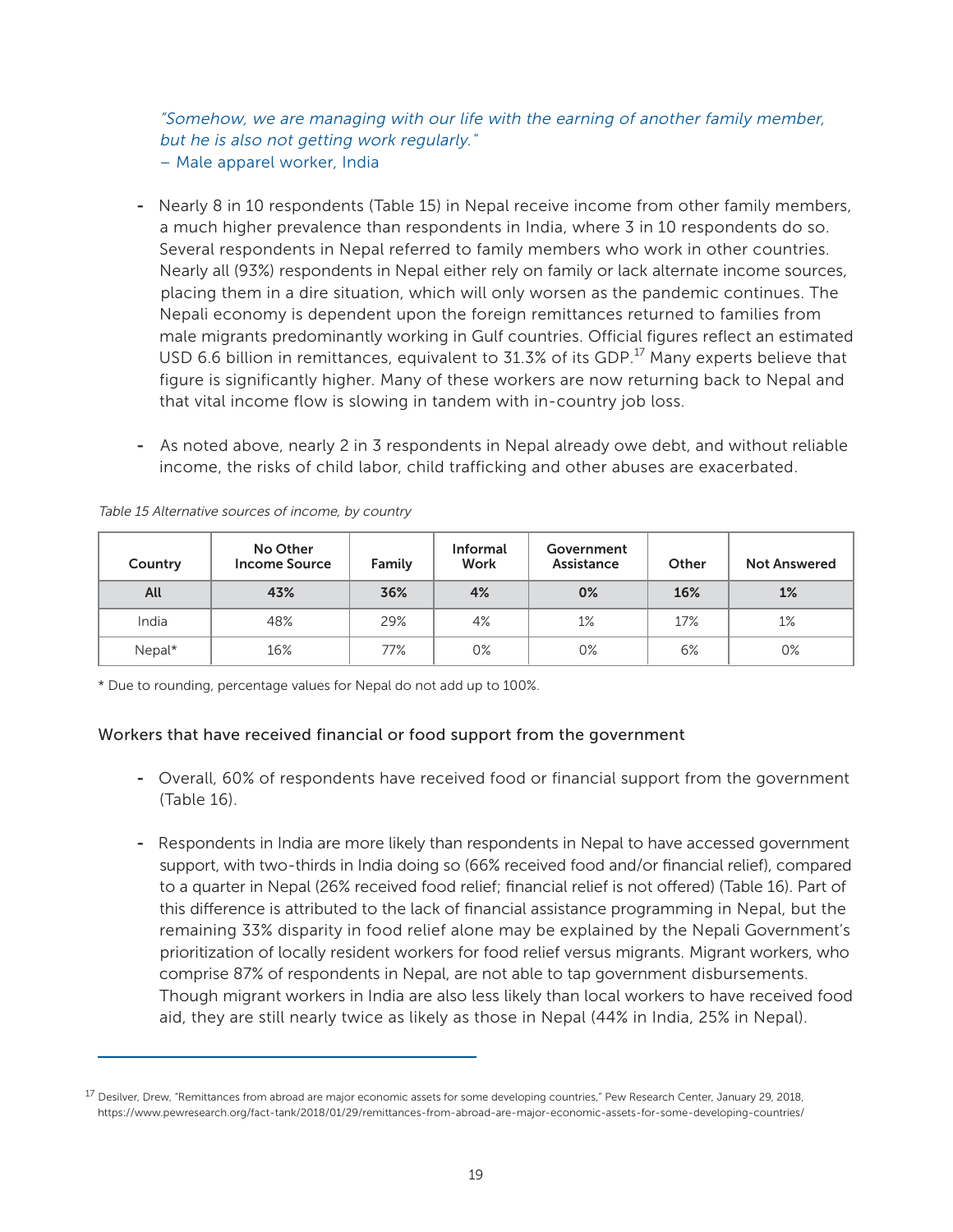*"Somehow, we are managing with our life with the earning of another family member, but he is also not getting work regularly."*
– Male apparel worker, India

- Nearly 8 in 10 respondents (Table 15) in Nepal receive income from other family members, a much higher prevalence than respondents in India, where 3 in 10 respondents do so. Several respondents in Nepal referred to family members who work in other countries. Nearly all (93%) respondents in Nepal either rely on family or lack alternate income sources, placing them in a dire situation, which will only worsen as the pandemic continues. The Nepali economy is dependent upon the foreign remittances returned to families from male migrants predominantly working in Gulf countries. Official figures reflect an estimated USD 6.6 billion in remittances, equivalent to 31.3% of its GDP.[17] Many experts believe that figure is significantly higher. Many of these workers are now returning back to Nepal and that vital income flow is slowing in tandem with in-country job loss.

- As noted above, nearly 2 in 3 respondents in Nepal already owe debt, and without reliable income, the risks of child labor, child trafficking and other abuses are exacerbated.

*Table 15 Alternative sources of income, by country*

| Country | No Other Income Source | Family | Informal Work | Government Assistance | Other | Not Answered |
|---|---|---|---|---|---|---|
| **All** | **43%** | **36%** | **4%** | **0%** | **16%** | **1%** |
| India | 48% | 29% | 4% | 1% | 17% | 1% |
| Nepal* | 16% | 77% | 0% | 0% | 6% | 0% |

* Due to rounding, percentage values for Nepal do not add up to 100%.

### Workers that have received financial or food support from the government

- Overall, 60% of respondents have received food or financial support from the government (Table 16).

- Respondents in India are more likely than respondents in Nepal to have accessed government support, with two-thirds in India doing so (66% received food and/or financial relief), compared to a quarter in Nepal (26% received food relief; financial relief is not offered) (Table 16). Part of this difference is attributed to the lack of financial assistance programming in Nepal, but the remaining 33% disparity in food relief alone may be explained by the Nepali Government's prioritization of locally resident workers for food relief versus migrants. Migrant workers, who comprise 87% of respondents in Nepal, are not able to tap government disbursements. Though migrant workers in India are also less likely than local workers to have received food aid, they are still nearly twice as likely as those in Nepal (44% in India, 25% in Nepal).

---

[17] Desilver, Drew, "Remittances from abroad are major economic assets for some developing countries," Pew Research Center, January 29, 2018, https://www.pewresearch.org/fact-tank/2018/01/29/remittances-from-abroad-are-major-economic-assets-for-some-developing-countries/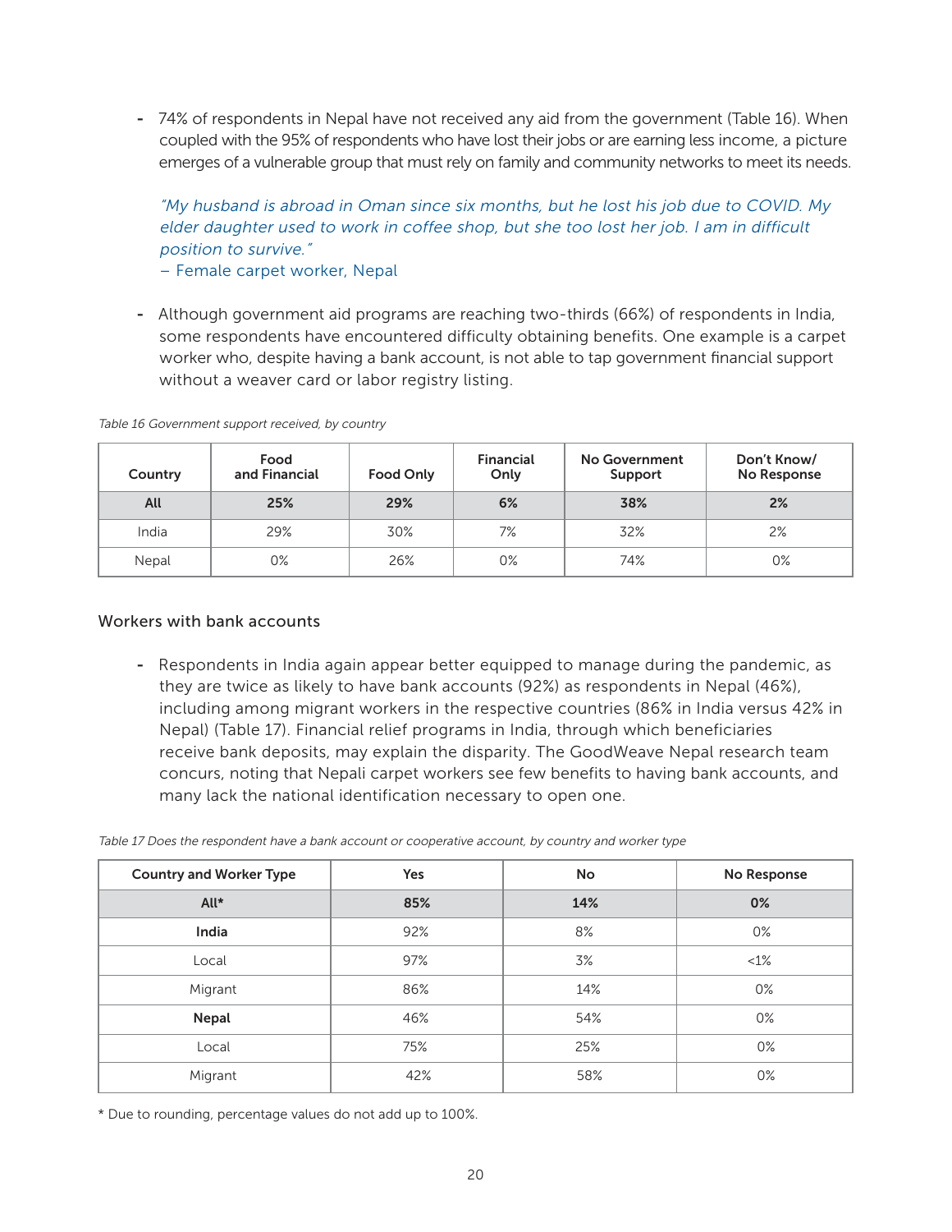- 74% of respondents in Nepal have not received any aid from the government (Table 16). When coupled with the 95% of respondents who have lost their jobs or are earning less income, a picture emerges of a vulnerable group that must rely on family and community networks to meet its needs.

  *"My husband is abroad in Oman since six months, but he lost his job due to COVID. My elder daughter used to work in coffee shop, but she too lost her job. I am in difficult position to survive."*
  – Female carpet worker, Nepal

- Although government aid programs are reaching two-thirds (66%) of respondents in India, some respondents have encountered difficulty obtaining benefits. One example is a carpet worker who, despite having a bank account, is not able to tap government financial support without a weaver card or labor registry listing.

*Table 16 Government support received, by country*

| Country | Food and Financial | Food Only | Financial Only | No Government Support | Don't Know/ No Response |
|---|---|---|---|---|---|
| **All** | **25%** | **29%** | **6%** | **38%** | **2%** |
| India | 29% | 30% | 7% | 32% | 2% |
| Nepal | 0% | 26% | 0% | 74% | 0% |

### Workers with bank accounts

- Respondents in India again appear better equipped to manage during the pandemic, as they are twice as likely to have bank accounts (92%) as respondents in Nepal (46%), including among migrant workers in the respective countries (86% in India versus 42% in Nepal) (Table 17). Financial relief programs in India, through which beneficiaries receive bank deposits, may explain the disparity. The GoodWeave Nepal research team concurs, noting that Nepali carpet workers see few benefits to having bank accounts, and many lack the national identification necessary to open one.

*Table 17 Does the respondent have a bank account or cooperative account, by country and worker type*

| Country and Worker Type | Yes | No | No Response |
|---|---|---|---|
| **All*** | **85%** | **14%** | **0%** |
| **India** | 92% | 8% | 0% |
| Local | 97% | 3% | <1% |
| Migrant | 86% | 14% | 0% |
| **Nepal** | 46% | 54% | 0% |
| Local | 75% | 25% | 0% |
| Migrant | 42% | 58% | 0% |

* Due to rounding, percentage values do not add up to 100%.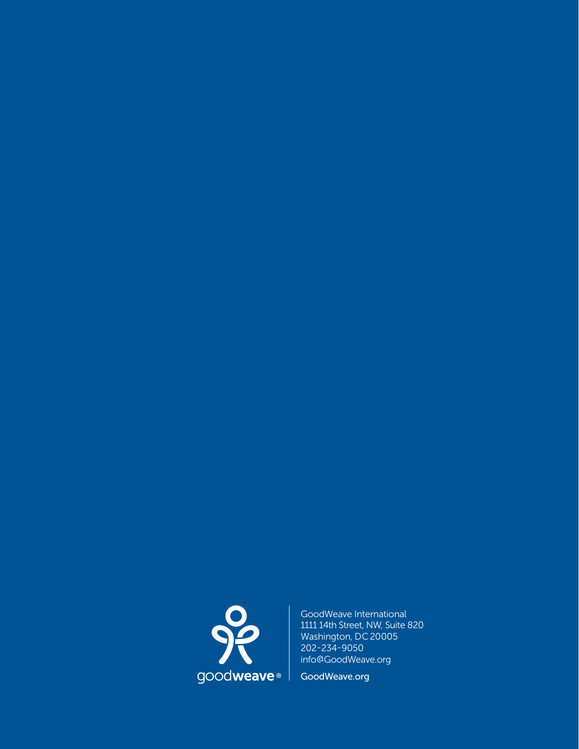goodweave®

GoodWeave International
1111 14th Street, NW, Suite 820
Washington, DC 20005
202-234-9050
info@GoodWeave.org

GoodWeave.org